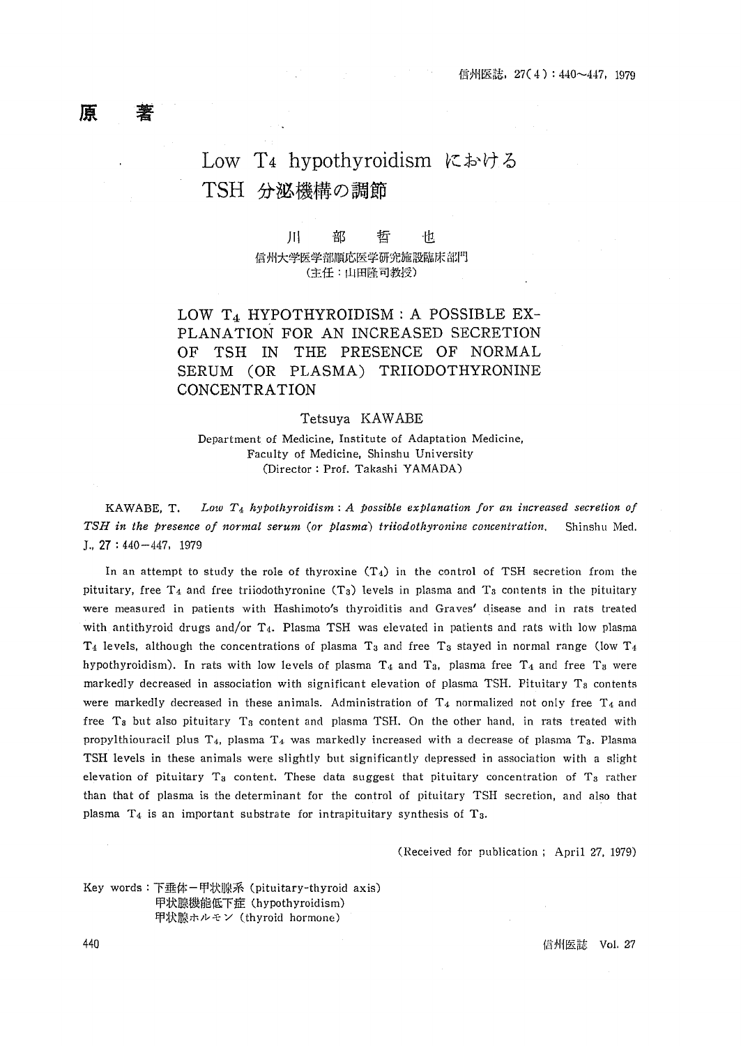# 原 著

# Low $T_4$ hypothyroidism における TSH 分泌機構の調節

川 部 哲 也

信州大学医学部順応医学研究施設臨床部門
(主任：山田隆司教授)

## LOW $T_4$ HYPOTHYROIDISM : A POSSIBLE EXPLANATION FOR AN INCREASED SECRETION OF TSH IN THE PRESENCE OF NORMAL SERUM (OR PLASMA) TRIIODOTHYRONINE CONCENTRATION

Tetsuya KAWABE

Department of Medicine, Institute of Adaptation Medicine, Faculty of Medicine, Shinshu University
(Director : Prof. Takashi YAMADA)

KAWABE, T. *Low $T_4$ hypothyroidism : A possible explanation for an increased secretion of TSH in the presence of normal serum (or plasma) triiodothyronine concentration.* Shinshu Med. J., **27** : 440–447, 1979

In an attempt to study the role of thyroxine ($T_4$) in the control of TSH secretion from the pituitary, free $T_4$ and free triiodothyronine ($T_3$) levels in plasma and $T_3$ contents in the pituitary were measured in patients with Hashimoto's thyroiditis and Graves' disease and in rats treated with antithyroid drugs and/or $T_4$. Plasma TSH was elevated in patients and rats with low plasma $T_4$ levels, although the concentrations of plasma $T_3$ and free $T_3$ stayed in normal range (low $T_4$ hypothyroidism). In rats with low levels of plasma $T_4$ and $T_3$, plasma free $T_4$ and free $T_3$ were markedly decreased in association with significant elevation of plasma TSH. Pituitary $T_3$ contents were markedly decreased in these animals. Administration of $T_4$ normalized not only free $T_4$ and free $T_3$ but also pituitary $T_3$ content and plasma TSH. On the other hand, in rats treated with propylthiouracil plus $T_4$, plasma $T_4$ was markedly increased with a decrease of plasma $T_3$. Plasma TSH levels in these animals were slightly but significantly depressed in association with a slight elevation of pituitary $T_3$ content. These data suggest that pituitary concentration of $T_3$ rather than that of plasma is the determinant for the control of pituitary TSH secretion, and also that plasma $T_4$ is an important substrate for intrapituitary synthesis of $T_3$.

(Received for publication ; April 27, 1979)

Key words : 下垂体－甲状腺系 (pituitary-thyroid axis)
甲状腺機能低下症 (hypothyroidism)
甲状腺ホルモン (thyroid hormone)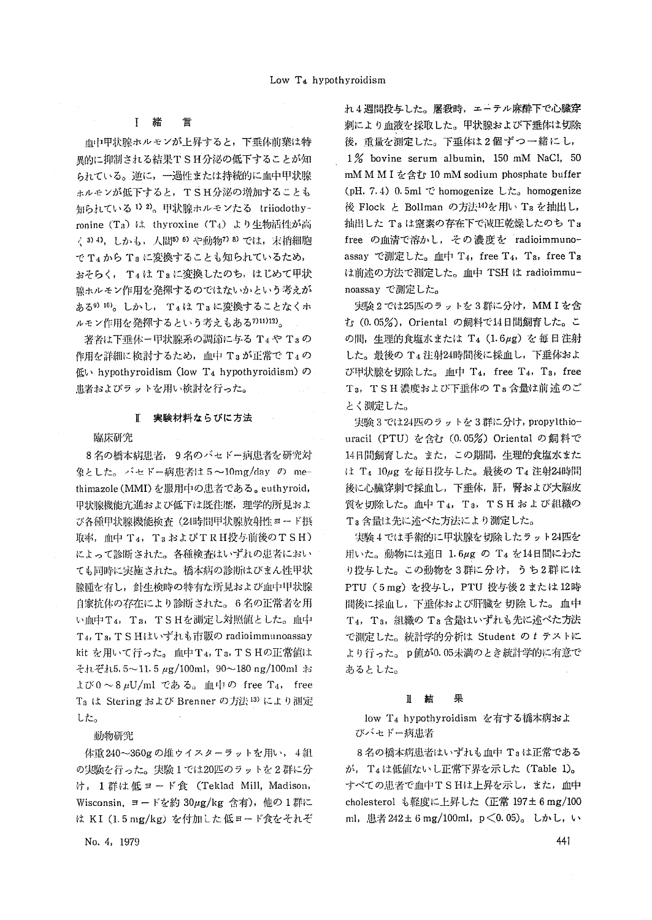## I　緒　言

血中甲状腺ホルモンが上昇すると，下垂体前葉は特異的に抑制される結果ＴＳＨ分泌の低下することが知られている。逆に，一過性または持続的に血中甲状腺ホルモンが低下すると，ＴＳＨ分泌の増加することも知られている[1)2)]。甲状腺ホルモンたる triiodothyronine ($T_3$) は thyroxine ($T_4$) より生物活性が高く[3)4)]，しかも，人間[5)6)]や動物[7)8)]では，末梢細胞で $T_4$ から $T_3$ に変換することも知られているため，おそらく，$T_4$ は $T_3$ に変換したのち，はじめて甲状腺ホルモン作用を発揮するのではないかという考えがある[9)10)]。しかし，$T_4$ は $T_3$ に変換することなくホルモン作用を発揮するという考えもある[7)11)12)]。

著者は下垂体－甲状腺系の調節に与る $T_4$ や $T_3$ の作用を詳細に検討するため，血中 $T_3$ が正常で $T_4$ の低い hypothyroidism (low $T_4$ hypothyroidism) の患者およびラットを用い検討を行った。

## II　実験材料ならびに方法

### 臨床研究

8名の橋本病患者，9名のバセドー病患者を研究対象とした。バセドー病患者は5～10mg/day の methimazole (MMI) を服用中の患者である。euthyroid，甲状腺機能亢進および低下は既往歴，理学的所見および各種甲状腺機能検査（24時間甲状腺放射性ヨード摂取率，血中 $T_4$，$T_3$ およびＴＲＨ投与前後のＴＳＨ）によって診断された。各種検査はいずれの患者においても同時に実施された。橋本病の診断はびまん性甲状腺腫を有し，針生検時の特有な所見および血中甲状腺自家抗体の存在により診断された。6名の正常者を用い血中 $T_4$，$T_3$，ＴＳＨを測定し対照値とした。血中 $T_4$，$T_3$，ＴＳＨはいずれも市販の radioimmunoassay kit を用いて行った。血中 $T_4$，$T_3$，ＴＳＨの正常値はそれぞれ5.5～11.5 $\mu$g/100ml，90～180 ng/100ml および0～8 $\mu$U/ml である。血中の free $T_4$，free $T_3$ は Stering および Brenner の方法[13)]により測定した。

### 動物研究

体重240～360gの雄ウイスターラットを用い，4組の実験を行った。実験1では20匹のラットを2群に分け，1群は低ヨード食（Teklad Mill, Madison, Wisconsin, ヨードを約30$\mu$g/kg 含有），他の1群には KI (1.5 mg/kg) を付加した低ヨード食をそれぞれ4週間投与した。屠殺時，エーテル麻酔下で心臓穿刺により血液を採取した。甲状腺および下垂体は切除後，重量を測定した。下垂体は2個ずつ一緒にし，1% bovine serum albumin, 150 mM NaCl, 50 mM ＭＭＩを含む 10 mM sodium phosphate buffer (pH. 7.4) 0.5ml で homogenize した。homogenize 後 Flock と Bollman の方法[14)]を用い $T_3$ を抽出し，抽出した $T_3$ は窒素の存在下で減圧乾燥したのち $T_3$ free の血清で溶かし，その濃度を radioimmunoassay で測定した。血中 $T_4$，free $T_4$，$T_3$，free $T_3$ は前述の方法で測定した。血中 TSH は radioimmunoassay で測定した。

実験2では25匹のラットを3群に分け，ＭＭＩを含む (0.05%) Oriental の飼料で14日間飼育した。この間，生理的食塩水または $T_4$ (1.6$\mu$g) を毎日注射した。最後の $T_4$ 注射24時間後に採血し，下垂体および甲状腺を切除した。血中 $T_4$，free $T_4$，$T_3$，free $T_3$，ＴＳＨ濃度および下垂体の $T_3$ 含量は前述のごとく測定した。

実験3では24匹のラットを3群に分け，propylthiouracil (PTU) を含む (0.05%) Oriental の飼料で14日間飼育した。また，この期間，生理的食塩水または $T_4$ 10$\mu$g を毎日投与した。最後の $T_4$ 注射24時間後に心臓穿刺で採血し，下垂体，肝，腎および大脳皮質を切除した。血中 $T_4$，$T_3$，ＴＳＨおよび組織の $T_3$ 含量は先に述べた方法により測定した。

実験4では手術的に甲状腺を切除したラット24匹を用いた。動物には連日 1.6$\mu$g の $T_4$ を14日間にわたり投与した。この動物を3群に分け，うち2群には PTU (5 mg) を投与し，PTU 投与後2または12時間後に採血し，下垂体および肝臓を切除した。血中 $T_4$，$T_3$，組織の $T_3$ 含量はいずれも先に述べた方法で測定した。統計学的分析は Student の $t$ テストにより行った。p値が0.05未満のとき統計学的に有意であるとした。

## III　結　果

### low $T_4$ hypothyroidism を有する橋本病およびバセドー病患者

8名の橋本病患者はいずれも血中 $T_3$ は正常であるが，$T_4$ は低値ないし正常下界を示した (Table 1)。すべての患者で血中ＴＳＨは上昇を示し，また，血中 cholesterol も軽度に上昇した（正常 197± 6 mg/100 ml，患者 242± 6 mg/100ml，$p<0.05$）。しかし，い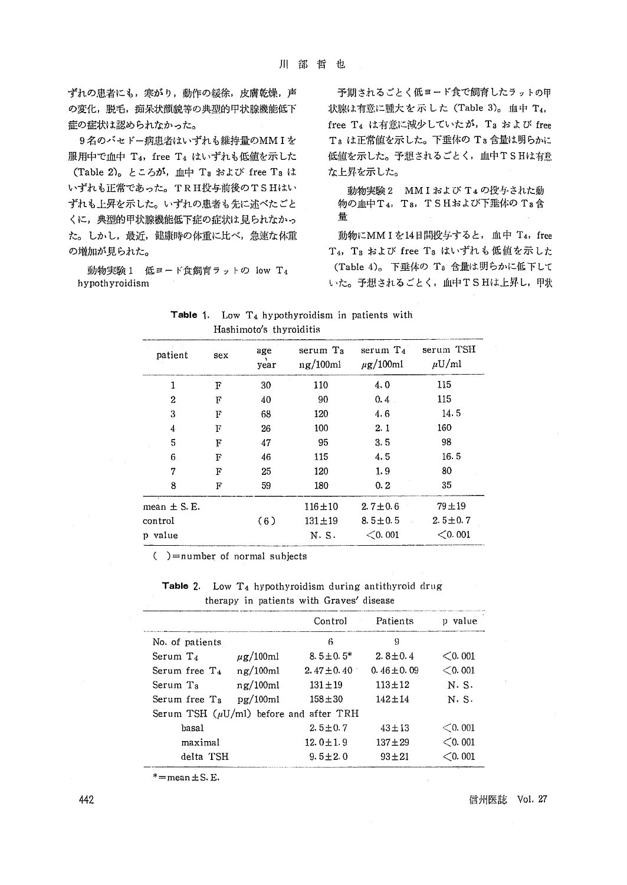ずれの患者にも，寒がり，動作の緩徐，皮膚乾燥，声の変化，脱毛，痴呆状顔貌等の典型的甲状腺機能低下症の症状は認められなかった。

9名のバセドー病患者はいずれも維持量のMMIを服用中で血中 $T_4$，free $T_4$ はいずれも低値を示した (Table 2)。ところが，血中 $T_3$ および free $T_3$ はいずれも正常であった。TRH投与前後のTSHはいずれも上昇を示した。いずれの患者も先に述べたごとくに，典型的甲状腺機能低下症の症状は見られなかった。しかし，最近，健康時の体重に比べ，急速な体重の増加が見られた。

動物実験1　低ヨード食飼育ラットの low $T_4$ hypothyroidism

予期されるごとく低ヨード食で飼育したラットの甲状腺は有意に腫大を示した (Table 3)。血中 $T_4$，free $T_4$ は有意に減少していたが，$T_3$ および free $T_3$ は正常値を示した。下垂体の $T_3$ 含量は明らかに低値を示した。予想されるごとく，血中TSHは有意な上昇を示した。

動物実験2　MMIおよび $T_4$ の投与された動物の血中 $T_4$，$T_3$，TSHおよび下垂体の $T_3$ 含量

動物にMMIを14日間投与すると，血中 $T_4$，free $T_4$，$T_3$ および free $T_3$ はいずれも低値を示した (Table 4)。下垂体の $T_3$ 含量は明らかに低下していた。予想されるごとく，血中TSHは上昇し，甲状

**Table 1.** Low $T_4$ hypothyroidism in patients with Hashimoto's thyroiditis

| patient | sex | age year | serum $T_3$ ng/100ml | serum $T_4$ $\mu$g/100ml | serum TSH $\mu$U/ml |
|---|---|---|---|---|---|
| 1 | F | 30 | 110 | 4.0 | 115 |
| 2 | F | 40 | 90 | 0.4 | 115 |
| 3 | F | 68 | 120 | 4.6 | 14.5 |
| 4 | F | 26 | 100 | 2.1 | 160 |
| 5 | F | 47 | 95 | 3.5 | 98 |
| 6 | F | 46 | 115 | 4.5 | 16.5 |
| 7 | F | 25 | 120 | 1.9 | 80 |
| 8 | F | 59 | 180 | 0.2 | 35 |
| mean ± S. E. | | | 116±10 | 2.7±0.6 | 79±19 |
| control | | (6) | 131±19 | 8.5±0.5 | 2.5±0.7 |
| p value | | | N. S. | <0.001 | <0.001 |

( )=number of normal subjects

**Table 2.** Low $T_4$ hypothyroidism during antithyroid drug therapy in patients with Graves' disease

| | | Control | Patients | p value |
|---|---|---|---|---|
| No. of patients | | 6 | 9 | |
| Serum $T_4$ | $\mu$g/100ml | 8.5±0.5* | 2.8±0.4 | <0.001 |
| Serum free $T_4$ | ng/100ml | 2.47±0.40 | 0.46±0.09 | <0.001 |
| Serum $T_3$ | ng/100ml | 131±19 | 113±12 | N. S. |
| Serum free $T_3$ | pg/100ml | 158±30 | 142±14 | N. S. |
| Serum TSH ($\mu$U/ml) before and after TRH | | | | |
| basal | | 2.5±0.7 | 43±13 | <0.001 |
| maximal | | 12.0±1.9 | 137±29 | <0.001 |
| delta TSH | | 9.5±2.0 | 93±21 | <0.001 |

*=mean±S.E.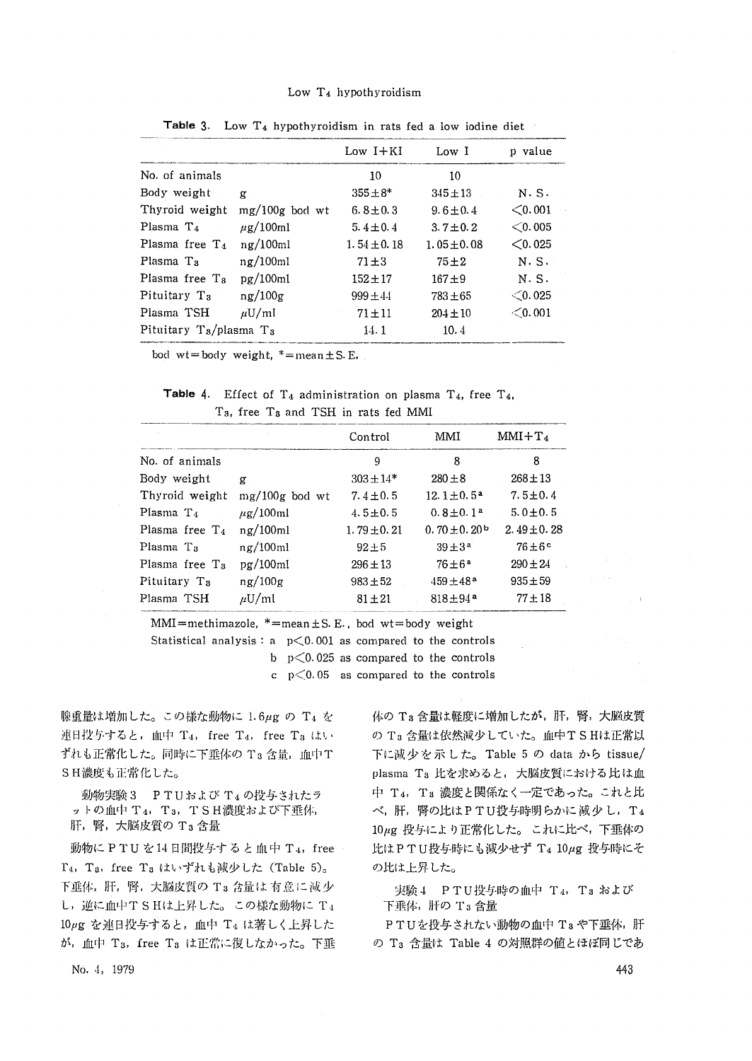**Table 3.** Low $T_4$ hypothyroidism in rats fed a low iodine diet

| | | Low I+KI | Low I | p value |
|---|---|---|---|---|
| No. of animals | | 10 | 10 | |
| Body weight | g | 355±8* | 345±13 | N. S. |
| Thyroid weight | mg/100g bod wt | 6.8±0.3 | 9.6±0.4 | <0.001 |
| Plasma $T_4$ | $\mu$g/100ml | 5.4±0.4 | 3.7±0.2 | <0.005 |
| Plasma free $T_4$ | ng/100ml | 1.54±0.18 | 1.05±0.08 | <0.025 |
| Plasma $T_3$ | ng/100ml | 71±3 | 75±2 | N. S. |
| Plasma free $T_3$ | pg/100ml | 152±17 | 167±9 | N. S. |
| Pituitary $T_3$ | ng/100g | 999±44 | 783±65 | <0.025 |
| Plasma TSH | $\mu$U/ml | 71±11 | 204±10 | <0.001 |
| Pituitary $T_3$/plasma $T_3$ | | 14.1 | 10.4 | |

bod wt=body weight, *=mean±S. E.

**Table 4.** Effect of $T_4$ administration on plasma $T_4$, free $T_4$, $T_3$, free $T_3$ and TSH in rats fed MMI

| | | Control | MMI | MMI+$T_4$ |
|---|---|---|---|---|
| No. of animals | | 9 | 8 | 8 |
| Body weight | g | 303±14* | 280±8 | 268±13 |
| Thyroid weight | mg/100g bod wt | 7.4±0.5 | 12.1±0.5[a] | 7.5±0.4 |
| Plasma $T_4$ | $\mu$g/100ml | 4.5±0.5 | 0.8±0.1[a] | 5.0±0.5 |
| Plasma free $T_4$ | ng/100ml | 1.79±0.21 | 0.70±0.20[b] | 2.49±0.28 |
| Plasma $T_3$ | ng/100ml | 92±5 | 39±3[a] | 76±6[c] |
| Plasma free $T_3$ | pg/100ml | 296±13 | 76±6[a] | 290±24 |
| Pituitary $T_3$ | ng/100g | 983±52 | 459±48[a] | 935±59 |
| Plasma TSH | $\mu$U/ml | 81±21 | 818±94[a] | 77±18 |

MMI=methimazole, *=mean±S. E., bod wt=body weight

Statistical analysis : a $p<0.001$ as compared to the controls

b $p<0.025$ as compared to the controls

c $p<0.05$ as compared to the controls

腺重量は増加した。この様な動物に 1.6$\mu$g の $T_4$ を連日投与すると，血中 $T_4$，free $T_4$，free $T_3$ はいずれも正常化した。同時に下垂体の $T_3$ 含量，血中TSH濃度も正常化した。

動物実験３　PTUおよび $T_4$ の投与されたラットの血中 $T_4$，$T_3$，TSH濃度および下垂体，肝，腎，大脳皮質の $T_3$ 含量

動物にPTUを14日間投与すると血中 $T_4$，free $T_4$，$T_3$，free $T_3$ はいずれも減少した（Table 5）。下垂体，肝，腎，大脳皮質の $T_3$ 含量は有意に減少し，逆に血中TSHは上昇した。この様な動物に $T_4$ 10$\mu$g を連日投与すると，血中 $T_4$ は著しく上昇したが，血中 $T_3$，free $T_3$ は正常に復しなかった。下垂体の $T_3$ 含量は軽度に増加したが，肝，腎，大脳皮質の $T_3$ 含量は依然減少していた。血中TSHは正常以下に減少を示した。Table 5 の data から tissue/plasma $T_3$ 比を求めると，大脳皮質における比は血中 $T_4$，$T_3$ 濃度と関係なく一定であった。これと比べ，肝，腎の比はPTU投与時明らかに減少し，$T_4$ 10$\mu$g 投与により正常化した。これに比べ，下垂体の比はPTU投与時にも減少せず $T_4$ 10$\mu$g 投与時にその比は上昇した。

実験４　PTU投与時の血中 $T_4$，$T_3$ および下垂体，肝の $T_3$ 含量

PTUを投与されない動物の血中 $T_3$ や下垂体，肝の $T_3$ 含量は Table 4 の対照群の値とほぼ同じであ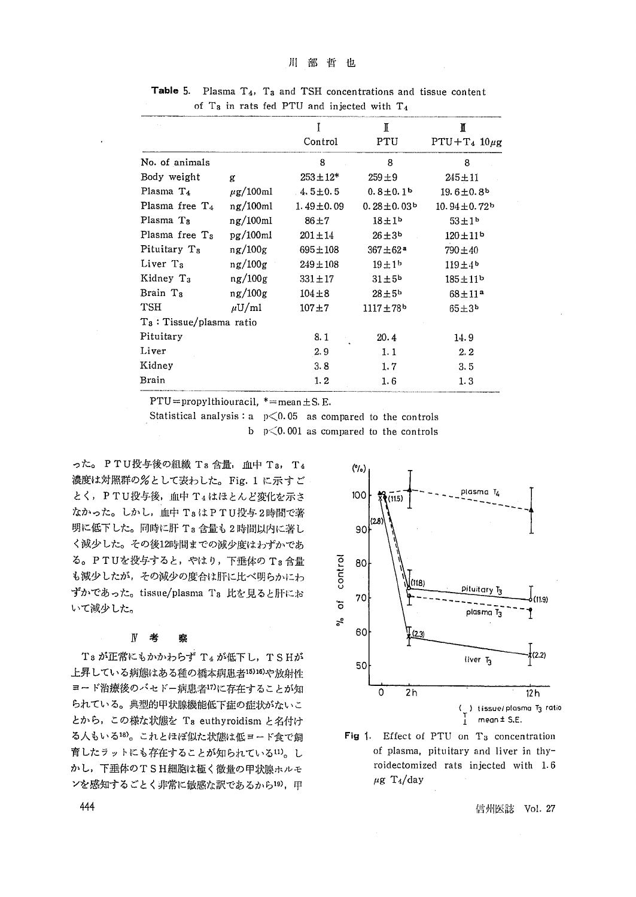**Table 5.** Plasma $T_4$, $T_3$ and TSH concentrations and tissue content of $T_3$ in rats fed PTU and injected with $T_4$

| | | I Control | II PTU | III PTU+$T_4$ 10μg |
|---|---|---|---|---|
| No. of animals | | 8 | 8 | 8 |
| Body weight | g | 253±12* | 259±9 | 245±11 |
| Plasma $T_4$ | μg/100ml | 4.5±0.5 | 0.8±0.1[b] | 19.6±0.8[b] |
| Plasma free $T_4$ | ng/100ml | 1.49±0.09 | 0.28±0.03[b] | 10.94±0.72[b] |
| Plasma $T_3$ | ng/100ml | 86±7 | 18±1[b] | 53±1[b] |
| Plasma free $T_3$ | pg/100ml | 201±14 | 26±3[b] | 120±11[b] |
| Pituitary $T_3$ | ng/100g | 695±108 | 367±62[a] | 790±40 |
| Liver $T_3$ | ng/100g | 249±108 | 19±1[b] | 119±4[b] |
| Kidney $T_3$ | ng/100g | 331±17 | 31±5[b] | 185±11[b] |
| Brain $T_3$ | ng/100g | 104±8 | 28±5[b] | 68±11[a] |
| TSH | μU/ml | 107±7 | 1117±78[b] | 65±3[b] |
| $T_3$ : Tissue/plasma ratio | | | | |
| Pituitary | | 8.1 | 20.4 | 14.9 |
| Liver | | 2.9 | 1.1 | 2.2 |
| Kidney | | 3.8 | 1.7 | 3.5 |
| Brain | | 1.2 | 1.6 | 1.3 |

PTU=propylthiouracil, *=mean±S.E.

Statistical analysis : a $p<0.05$ as compared to the controls

b $p<0.001$ as compared to the controls

った。PTU投与後の組織 $T_3$ 含量，血中 $T_3$，$T_4$ 濃度は対照群の%として表わした。Fig. 1 に示すごとく，PTU投与後，血中 $T_4$ はほとんど変化を示さなかった。しかし，血中 $T_3$ はPTU投与2時間で著明に低下した。同時に肝 $T_3$ 含量も2時間以内に著しく減少した。その後12時間までの減少度はわずかである。PTUを投与すると，やはり，下垂体の $T_3$ 含量も減少したが，その減少の度合は肝に比べ明らかにわずかであった。tissue/plasma $T_3$ 比を見ると肝において減少した。

## IV 考　察

$T_3$ が正常にもかかわらず $T_4$ が低下し，TSHが上昇している病態はある種の橋本病患者[15)16)]や放射性ヨード治療後のバセドー病患者[17)]に存在することが知られている。典型的甲状腺機能低下症の症状がないことから，この様な状態を $T_3$ euthyroidism と名付ける人もいる[18)]。これとほぼ似た状態は低ヨード食で飼育したラットにも存在することが知られている[11)]。しかし，下垂体のTSH細胞は極く微量の甲状腺ホルモンを感知するごとく非常に敏感な訳であるから[19)]，甲

**Fig 1.** Effect of PTU on $T_3$ concentration of plasma, pituitary and liver in thyroidectomized rats injected with 1.6 μg $T_4$/day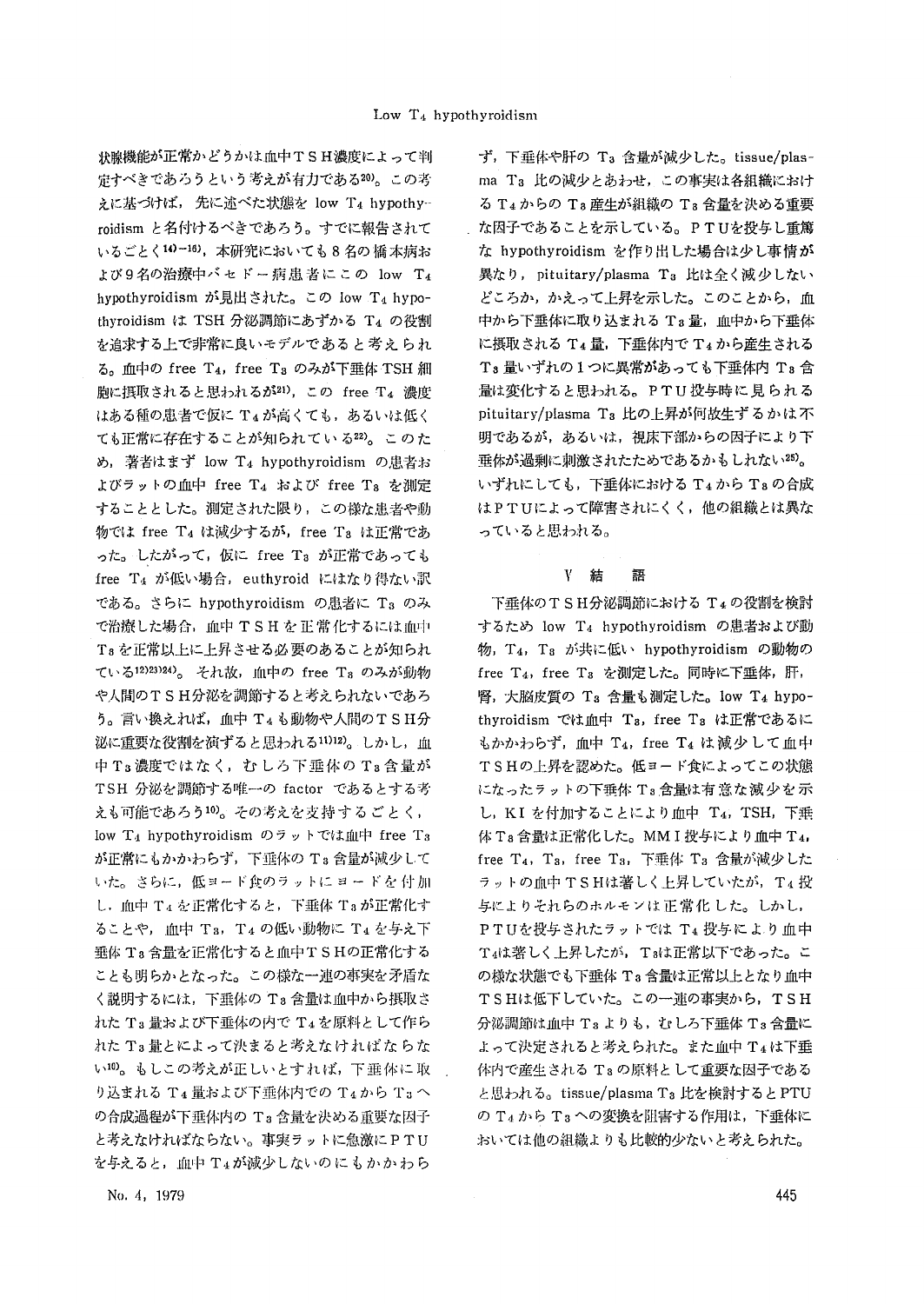状腺機能が正常かどうかは血中ＴＳＨ濃度によって判定すべきであろうという考えが有力である[20]。この考えに基づけば，先に述べた状態を low $T_4$ hypothyroidism と名付けるべきであろう。すでに報告されているごとく[14)-16]，本研究においても８名の橋本病および９名の治療中バセドー病患者にこの low $T_4$ hypothyroidism が見出された。この low $T_4$ hypothyroidism は TSH 分泌調節にあずかる $T_4$ の役割を追求する上で非常に良いモデルであると考えられる。血中の free $T_4$，free $T_3$ のみが下垂体 TSH 細胞に摂取されると思われるが[21]，この free $T_4$ 濃度はある種の患者で仮に $T_4$ が高くても，あるいは低くても正常に存在することが知られている[22]。このため，著者はまず low $T_4$ hypothyroidism の患者およびラットの血中 free $T_4$ および free $T_3$ を測定することとした。測定された限り，この様な患者や動物では free $T_4$ は減少するが，free $T_3$ は正常であった。したがって，仮に free $T_3$ が正常であっても free $T_4$ が低い場合，euthyroid にはなり得ない訳である。さらに hypothyroidism の患者に $T_3$ のみで治療した場合，血中ＴＳＨを正常化するには血中 $T_3$ を正常以上に上昇させる必要のあることが知られている[12)23)24]。それ故，血中の free $T_3$ のみが動物や人間のＴＳＨ分泌を調節すると考えられないであろう。言い換えれば，血中 $T_4$ も動物や人間のＴＳＨ分泌に重要な役割を演ずると思われる[11)12]。しかし，血中 $T_3$ 濃度ではなく，むしろ下垂体の $T_3$ 含量が TSH 分泌を調節する唯一の factor であるとする考えも可能であろう[10]。その考えを支持するごとく，low $T_4$ hypothyroidism のラットでは血中 free $T_3$ が正常にもかかわらず，下垂体の $T_3$ 含量が減少していた。さらに，低ヨード食のラットにヨードを付加し，血中 $T_4$ を正常化すると，下垂体 $T_3$ が正常化することや，血中 $T_3$，$T_4$ の低い動物に $T_4$ を与え下垂体 $T_3$ 含量を正常化すると血中ＴＳＨの正常化することも明らかとなった。この様な一連の事実を矛盾なく説明するには，下垂体の $T_3$ 含量は血中から摂取された $T_3$ 量および下垂体の内で $T_4$ を原料として作られた $T_3$ 量とによって決まると考えなければならない[10]。もしこの考えが正しいとすれば，下垂体に取り込まれる $T_4$ 量および下垂体内での $T_4$ から $T_3$ への合成過程が下垂体内の $T_3$ 含量を決める重要な因子と考えなければならない。事実ラットに急激にＰＴＵを与えると，血中 $T_4$ が減少しないのにもかかわらず，下垂体や肝の $T_3$ 含量が減少した。tissue/plasma $T_3$ 比の減少とあわせ，この事実は各組織における $T_4$ からの $T_3$ 産生が組織の $T_3$ 含量を決める重要な因子であることを示している。ＰＴＵを投与し重篤な hypothyroidism を作り出した場合は少し事情が異なり，pituitary/plasma $T_3$ 比は全く減少しないどころか，かえって上昇を示した。このことから，血中から下垂体に取り込まれる $T_3$ 量，血中から下垂体に摂取される $T_4$ 量，下垂体内で $T_4$ から産生される $T_3$ 量いずれの１つに異常があっても下垂体内 $T_3$ 含量は変化すると思われる。ＰＴＵ投与時に見られる pituitary/plasma $T_3$ 比の上昇が何故生ずるかは不明であるが，あるいは，視床下部からの因子により下垂体が過剰に刺激されたためであるかもしれない[25]。いずれにしても，下垂体における $T_4$ から $T_3$ の合成はＰＴＵによって障害されにくく，他の組織とは異なっていると思われる。

## V 結 語

下垂体のＴＳＨ分泌調節における $T_4$ の役割を検討するため low $T_4$ hypothyroidism の患者および動物，$T_4$，$T_3$ が共に低い hypothyroidism の動物の free $T_4$，free $T_3$ を測定した。同時に下垂体，肝，腎，大脳皮質の $T_3$ 含量も測定した。low $T_4$ hypothyroidism では血中 $T_3$，free $T_3$ は正常であるにもかかわらず，血中 $T_4$，free $T_4$ は減少して血中ＴＳＨの上昇を認めた。低ヨード食によってこの状態になったラットの下垂体 $T_3$ 含量は有意な減少を示し，KI を付加することにより血中 $T_4$，TSH，下垂体 $T_3$ 含量は正常化した。MMI 投与により血中 $T_4$，free $T_4$，$T_3$，free $T_3$，下垂体 $T_3$ 含量が減少したラットの血中ＴＳＨは著しく上昇していたが，$T_4$ 投与によりそれらのホルモンは正常化した。しかし，ＰＴＵを投与されたラットでは $T_4$ 投与により血中 $T_4$ は著しく上昇したが，$T_3$ は正常以下であった。この様な状態でも下垂体 $T_3$ 含量は正常以上となり血中ＴＳＨは低下していた。この一連の事実から，ＴＳＨ分泌調節は血中 $T_3$ よりも，むしろ下垂体 $T_3$ 含量によって決定されると考えられた。また血中 $T_4$ は下垂体内で産生される $T_3$ の原料として重要な因子であると思われる。tissue/plasma $T_3$ 比を検討すると PTU の $T_4$ から $T_3$ への変換を阻害する作用は，下垂体においては他の組織よりも比較的少ないと考えられた。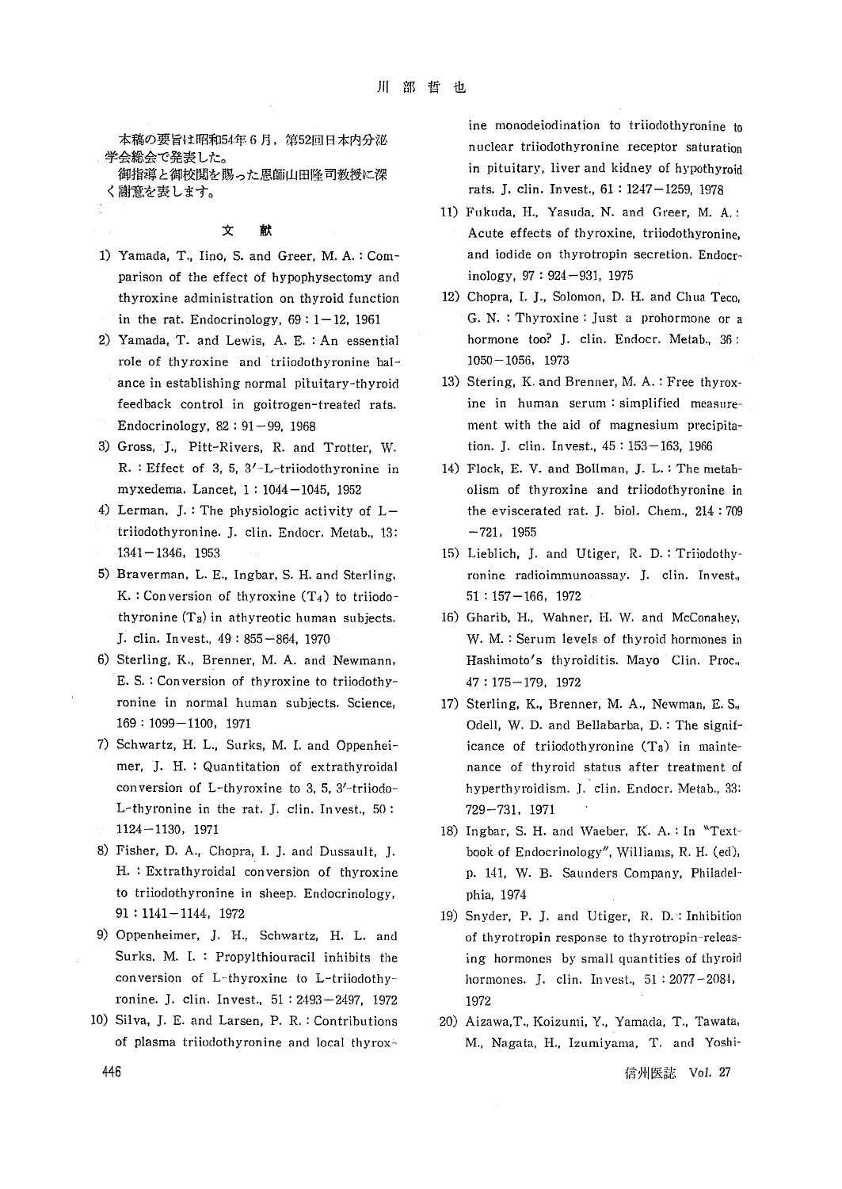本稿の要旨は昭和54年6月，第52回日本内分泌学会総会で発表した。
御指導と御校閲を賜った恩師山田隆司教授に深く謝意を表します。

## 文　献

1) Yamada, T., Iino, S. and Greer, M. A.: Comparison of the effect of hypophysectomy and thyroxine administration on thyroid function in the rat. Endocrinology, 69: 1−12, 1961
2) Yamada, T. and Lewis, A. E.: An essential role of thyroxine and triiodothyronine balance in establishing normal pituitary-thyroid feedback control in goitrogen-treated rats. Endocrinology, 82: 91−99, 1968
3) Gross, J., Pitt-Rivers, R. and Trotter, W. R.: Effect of 3, 5, 3′-L-triiodothyronine in myxedema. Lancet, 1: 1044−1045, 1952
4) Lerman, J.: The physiologic activity of L-triiodothyronine. J. clin. Endocr. Metab., 13: 1341−1346, 1953
5) Braverman, L. E., Ingbar, S. H. and Sterling, K.: Conversion of thyroxine ($T_4$) to triiodothyronine ($T_3$) in athyreotic human subjects. J. clin. Invest., 49: 855−864, 1970
6) Sterling, K., Brenner, M. A. and Newmann, E. S.: Conversion of thyroxine to triiodothyronine in normal human subjects. Science, 169: 1099−1100, 1971
7) Schwartz, H. L., Surks, M. I. and Oppenheimer, J. H.: Quantitation of extrathyroidal conversion of L-thyroxine to 3, 5, 3′-triiodo-L-thyronine in the rat. J. clin. Invest., 50: 1124−1130, 1971
8) Fisher, D. A., Chopra, I. J. and Dussault, J. H.: Extrathyroidal conversion of thyroxine to triiodothyronine in sheep. Endocrinology, 91: 1141−1144, 1972
9) Oppenheimer, J. H., Schwartz, H. L. and Surks, M. I.: Propylthiouracil inhibits the conversion of L-thyroxine to L-triiodothyronine. J. clin. Invest., 51: 2493−2497, 1972
10) Silva, J. E. and Larsen, P. R.: Contributions of plasma triiodothyronine and local thyroxine monodeiodination to triiodothyronine to nuclear triiodothyronine receptor saturation in pituitary, liver and kidney of hypothyroid rats. J. clin. Invest., 61: 1247−1259, 1978
11) Fukuda, H., Yasuda, N. and Greer, M. A.: Acute effects of thyroxine, triiodothyronine, and iodide on thyrotropin secretion. Endocrinology, 97: 924−931, 1975
12) Chopra, I. J., Solomon, D. H. and Chua Teco, G. N.: Thyroxine: Just a prohormone or a hormone too? J. clin. Endocr. Metab., 36: 1050−1056, 1973
13) Stering, K. and Brenner, M. A.: Free thyroxine in human serum: simplified measurement with the aid of magnesium precipitation. J. clin. Invest., 45: 153−163, 1966
14) Flock, E. V. and Bollman, J. L.: The metabolism of thyroxine and triiodothyronine in the eviscerated rat. J. biol. Chem., 214: 709−721, 1955
15) Lieblich, J. and Utiger, R. D.: Triiodothyronine radioimmunoassay. J. clin. Invest., 51: 157−166, 1972
16) Gharib, H., Wahner, H. W. and McConahey, W. M.: Serum levels of thyroid hormones in Hashimoto's thyroiditis. Mayo Clin. Proc., 47: 175−179, 1972
17) Sterling, K., Brenner, M. A., Newman, E. S., Odell, W. D. and Bellabarba, D.: The significance of triiodothyronine ($T_3$) in maintenance of thyroid status after treatment of hyperthyroidism. J. clin. Endocr. Metab., 33: 729−731, 1971
18) Ingbar, S. H. and Waeber, K. A.: In "Textbook of Endocrinology", Williams, R. H. (ed), p. 141, W. B. Saunders Company, Philadelphia, 1974
19) Snyder, P. J. and Utiger, R. D.: Inhibition of thyrotropin response to thyrotropin-releasing hormones by small quantities of thyroid hormones. J. clin. Invest., 51: 2077−2084, 1972
20) Aizawa, T., Koizumi, Y., Yamada, T., Tawata, M., Nagata, H., Izumiyama, T. and Yoshi-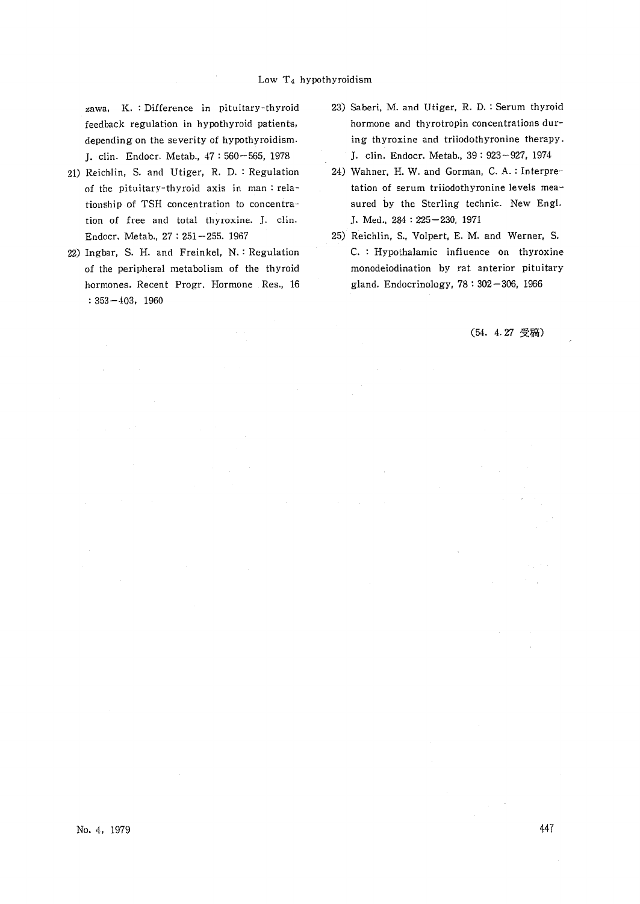zawa, K. : Difference in pituitary-thyroid feedback regulation in hypothyroid patients, depending on the severity of hypothyroidism. J. clin. Endocr. Metab., 47 : 560−565, 1978

21) Reichlin, S. and Utiger, R. D. : Regulation of the pituitary-thyroid axis in man : relationship of TSH concentration to concentration of free and total thyroxine. J. clin. Endocr. Metab., 27 : 251−255. 1967

22) Ingbar, S. H. and Freinkel, N. : Regulation of the peripheral metabolism of the thyroid hormones. Recent Progr. Hormone Res., 16 : 353−403, 1960

23) Saberi, M. and Utiger, R. D. : Serum thyroid hormone and thyrotropin concentrations during thyroxine and triiodothyronine therapy. J. clin. Endocr. Metab., 39 : 923−927, 1974

24) Wahner, H. W. and Gorman, C. A. : Interpretation of serum triiodothyronine levels measured by the Sterling technic. New Engl. J. Med., 284 : 225−230, 1971

25) Reichlin, S., Volpert, E. M. and Werner, S. C. : Hypothalamic influence on thyroxine monodeiodination by rat anterior pituitary gland. Endocrinology, 78 : 302−306, 1966

(54. 4. 27 受稿)